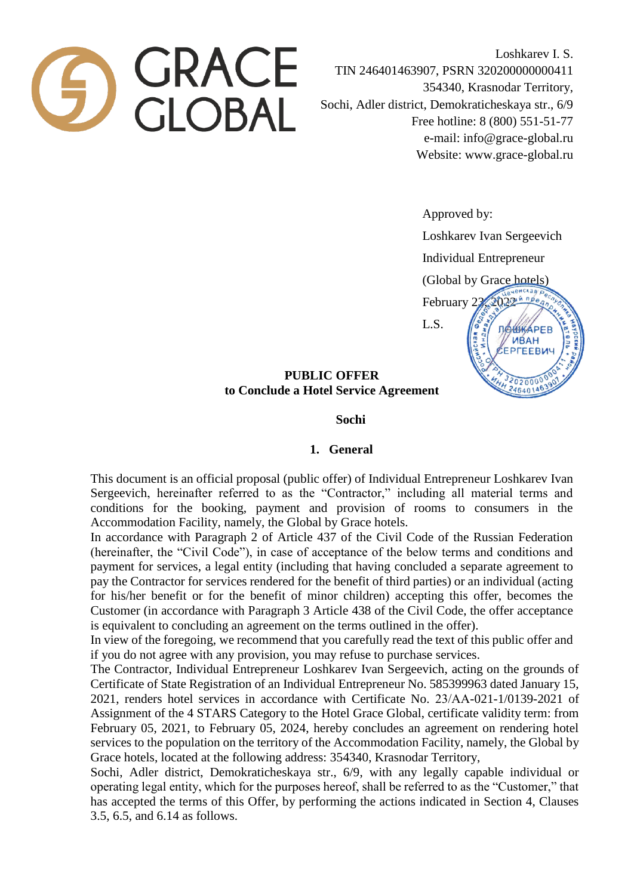GRACE GLOBAL

Loshkarev I. S.
TIN 246401463907, PSRN 320200000000411
354340, Krasnodar Territory,
Sochi, Adler district, Demokraticheskaya str., 6/9
Free hotline: 8 (800) 551-51-77
e-mail: info@grace-global.ru
Website: www.grace-global.ru

Approved by:
Loshkarev Ivan Sergeevich
Individual Entrepreneur
(Global by Grace hotels)
February 23, 2022
L.S.

**PUBLIC OFFER**
**to Conclude a Hotel Service Agreement**

**Sochi**

## 1. General

This document is an official proposal (public offer) of Individual Entrepreneur Loshkarev Ivan Sergeevich, hereinafter referred to as the "Contractor," including all material terms and conditions for the booking, payment and provision of rooms to consumers in the Accommodation Facility, namely, the Global by Grace hotels.

In accordance with Paragraph 2 of Article 437 of the Civil Code of the Russian Federation (hereinafter, the "Civil Code"), in case of acceptance of the below terms and conditions and payment for services, a legal entity (including that having concluded a separate agreement to pay the Contractor for services rendered for the benefit of third parties) or an individual (acting for his/her benefit or for the benefit of minor children) accepting this offer, becomes the Customer (in accordance with Paragraph 3 Article 438 of the Civil Code, the offer acceptance is equivalent to concluding an agreement on the terms outlined in the offer).

In view of the foregoing, we recommend that you carefully read the text of this public offer and if you do not agree with any provision, you may refuse to purchase services.

The Contractor, Individual Entrepreneur Loshkarev Ivan Sergeevich, acting on the grounds of Certificate of State Registration of an Individual Entrepreneur No. 585399963 dated January 15, 2021, renders hotel services in accordance with Certificate No. 23/AA-021-1/0139-2021 of Assignment of the 4 STARS Category to the Hotel Grace Global, certificate validity term: from February 05, 2021, to February 05, 2024, hereby concludes an agreement on rendering hotel services to the population on the territory of the Accommodation Facility, namely, the Global by Grace hotels, located at the following address: 354340, Krasnodar Territory, Sochi, Adler district, Demokraticheskaya str., 6/9, with any legally capable individual or operating legal entity, which for the purposes hereof, shall be referred to as the "Customer," that has accepted the terms of this Offer, by performing the actions indicated in Section 4, Clauses 3.5, 6.5, and 6.14 as follows.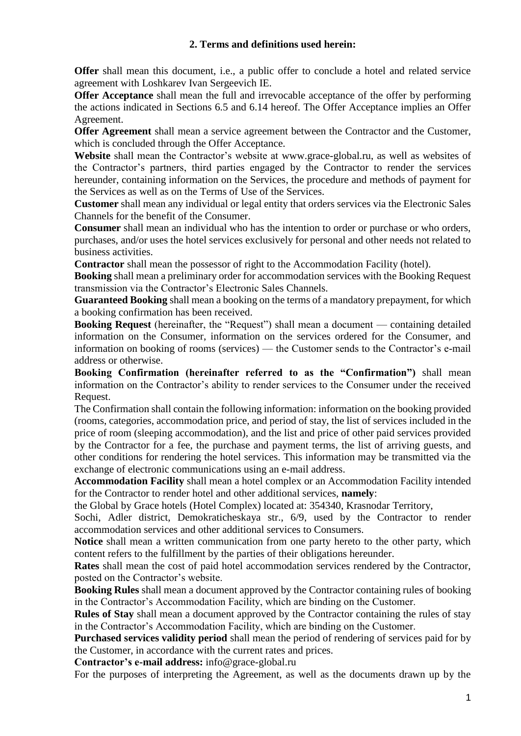## 2. Terms and definitions used herein:

**Offer** shall mean this document, i.e., a public offer to conclude a hotel and related service agreement with Loshkarev Ivan Sergeevich IE.

**Offer Acceptance** shall mean the full and irrevocable acceptance of the offer by performing the actions indicated in Sections 6.5 and 6.14 hereof. The Offer Acceptance implies an Offer Agreement.

**Offer Agreement** shall mean a service agreement between the Contractor and the Customer, which is concluded through the Offer Acceptance.

**Website** shall mean the Contractor's website at www.grace-global.ru, as well as websites of the Contractor's partners, third parties engaged by the Contractor to render the services hereunder, containing information on the Services, the procedure and methods of payment for the Services as well as on the Terms of Use of the Services.

**Customer** shall mean any individual or legal entity that orders services via the Electronic Sales Channels for the benefit of the Consumer.

**Consumer** shall mean an individual who has the intention to order or purchase or who orders, purchases, and/or uses the hotel services exclusively for personal and other needs not related to business activities.

**Contractor** shall mean the possessor of right to the Accommodation Facility (hotel).

**Booking** shall mean a preliminary order for accommodation services with the Booking Request transmission via the Contractor's Electronic Sales Channels.

**Guaranteed Booking** shall mean a booking on the terms of a mandatory prepayment, for which a booking confirmation has been received.

**Booking Request** (hereinafter, the "Request") shall mean a document — containing detailed information on the Consumer, information on the services ordered for the Consumer, and information on booking of rooms (services) — the Customer sends to the Contractor's e-mail address or otherwise.

**Booking Confirmation (hereinafter referred to as the "Confirmation")** shall mean information on the Contractor's ability to render services to the Consumer under the received Request.

The Confirmation shall contain the following information: information on the booking provided (rooms, categories, accommodation price, and period of stay, the list of services included in the price of room (sleeping accommodation), and the list and price of other paid services provided by the Contractor for a fee, the purchase and payment terms, the list of arriving guests, and other conditions for rendering the hotel services. This information may be transmitted via the exchange of electronic communications using an e-mail address.

**Accommodation Facility** shall mean a hotel complex or an Accommodation Facility intended for the Contractor to render hotel and other additional services, **namely**:

the Global by Grace hotels (Hotel Complex) located at: 354340, Krasnodar Territory, Sochi, Adler district, Demokraticheskaya str., 6/9, used by the Contractor to render accommodation services and other additional services to Consumers.

**Notice** shall mean a written communication from one party hereto to the other party, which content refers to the fulfillment by the parties of their obligations hereunder.

**Rates** shall mean the cost of paid hotel accommodation services rendered by the Contractor, posted on the Contractor's website.

**Booking Rules** shall mean a document approved by the Contractor containing rules of booking in the Contractor's Accommodation Facility, which are binding on the Customer.

**Rules of Stay** shall mean a document approved by the Contractor containing the rules of stay in the Contractor's Accommodation Facility, which are binding on the Customer.

**Purchased services validity period** shall mean the period of rendering of services paid for by the Customer, in accordance with the current rates and prices.

**Contractor's e-mail address:** info@grace-global.ru

For the purposes of interpreting the Agreement, as well as the documents drawn up by the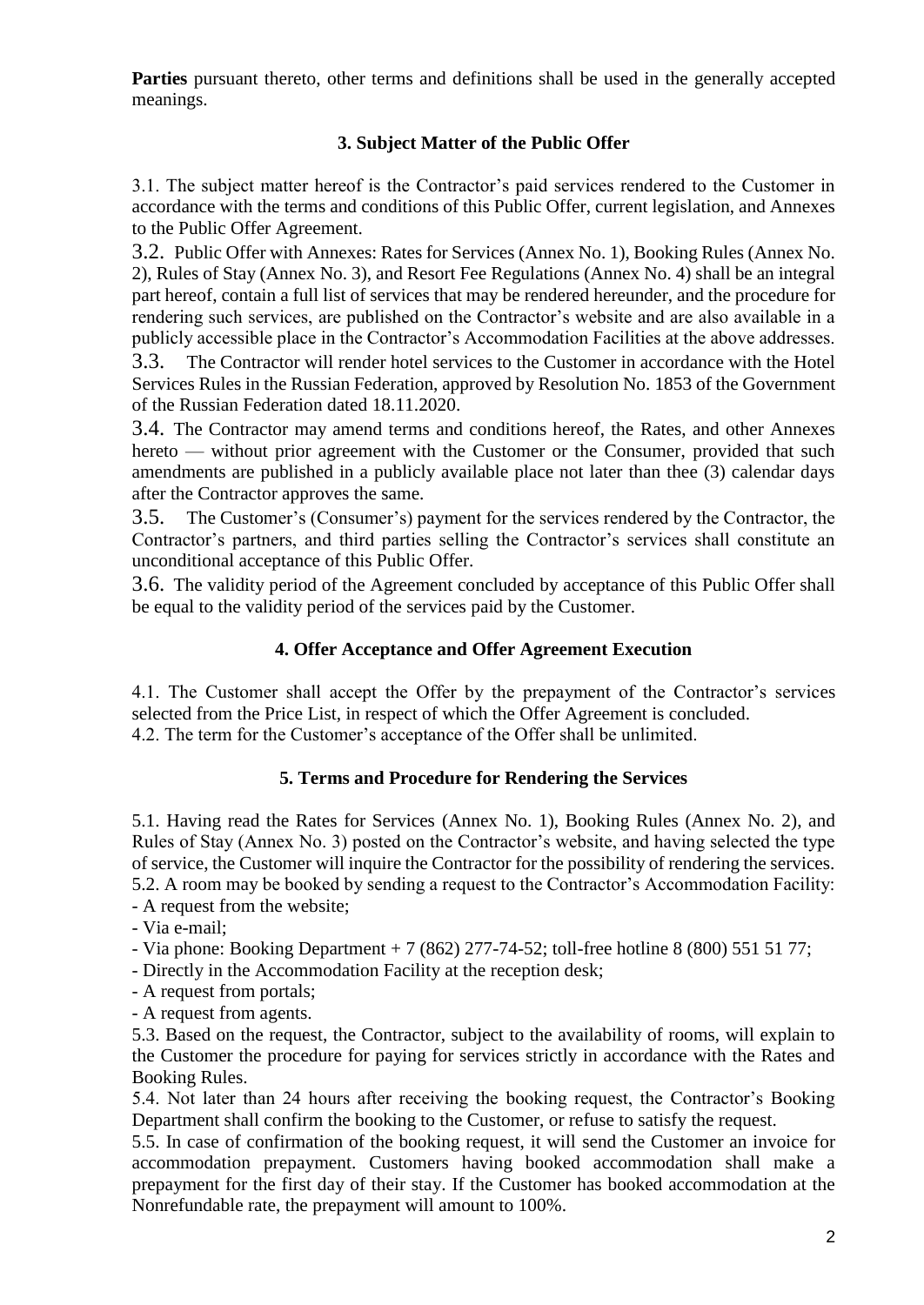**Parties** pursuant thereto, other terms and definitions shall be used in the generally accepted meanings.

### 3. Subject Matter of the Public Offer

3.1. The subject matter hereof is the Contractor's paid services rendered to the Customer in accordance with the terms and conditions of this Public Offer, current legislation, and Annexes to the Public Offer Agreement.

3.2. Public Offer with Annexes: Rates for Services (Annex No. 1), Booking Rules (Annex No. 2), Rules of Stay (Annex No. 3), and Resort Fee Regulations (Annex No. 4) shall be an integral part hereof, contain a full list of services that may be rendered hereunder, and the procedure for rendering such services, are published on the Contractor's website and are also available in a publicly accessible place in the Contractor's Accommodation Facilities at the above addresses.

3.3. The Contractor will render hotel services to the Customer in accordance with the Hotel Services Rules in the Russian Federation, approved by Resolution No. 1853 of the Government of the Russian Federation dated 18.11.2020.

3.4. The Contractor may amend terms and conditions hereof, the Rates, and other Annexes hereto — without prior agreement with the Customer or the Consumer, provided that such amendments are published in a publicly available place not later than thee (3) calendar days after the Contractor approves the same.

3.5. The Customer's (Consumer's) payment for the services rendered by the Contractor, the Contractor's partners, and third parties selling the Contractor's services shall constitute an unconditional acceptance of this Public Offer.

3.6. The validity period of the Agreement concluded by acceptance of this Public Offer shall be equal to the validity period of the services paid by the Customer.

### 4. Offer Acceptance and Offer Agreement Execution

4.1. The Customer shall accept the Offer by the prepayment of the Contractor's services selected from the Price List, in respect of which the Offer Agreement is concluded.

4.2. The term for the Customer's acceptance of the Offer shall be unlimited.

### 5. Terms and Procedure for Rendering the Services

5.1. Having read the Rates for Services (Annex No. 1), Booking Rules (Annex No. 2), and Rules of Stay (Annex No. 3) posted on the Contractor's website, and having selected the type of service, the Customer will inquire the Contractor for the possibility of rendering the services.

5.2. A room may be booked by sending a request to the Contractor's Accommodation Facility:

- A request from the website;
- Via e-mail;
- Via phone: Booking Department + 7 (862) 277-74-52; toll-free hotline 8 (800) 551 51 77;
- Directly in the Accommodation Facility at the reception desk;
- A request from portals;
- A request from agents.

5.3. Based on the request, the Contractor, subject to the availability of rooms, will explain to the Customer the procedure for paying for services strictly in accordance with the Rates and Booking Rules.

5.4. Not later than 24 hours after receiving the booking request, the Contractor's Booking Department shall confirm the booking to the Customer, or refuse to satisfy the request.

5.5. In case of confirmation of the booking request, it will send the Customer an invoice for accommodation prepayment. Customers having booked accommodation shall make a prepayment for the first day of their stay. If the Customer has booked accommodation at the Nonrefundable rate, the prepayment will amount to 100%.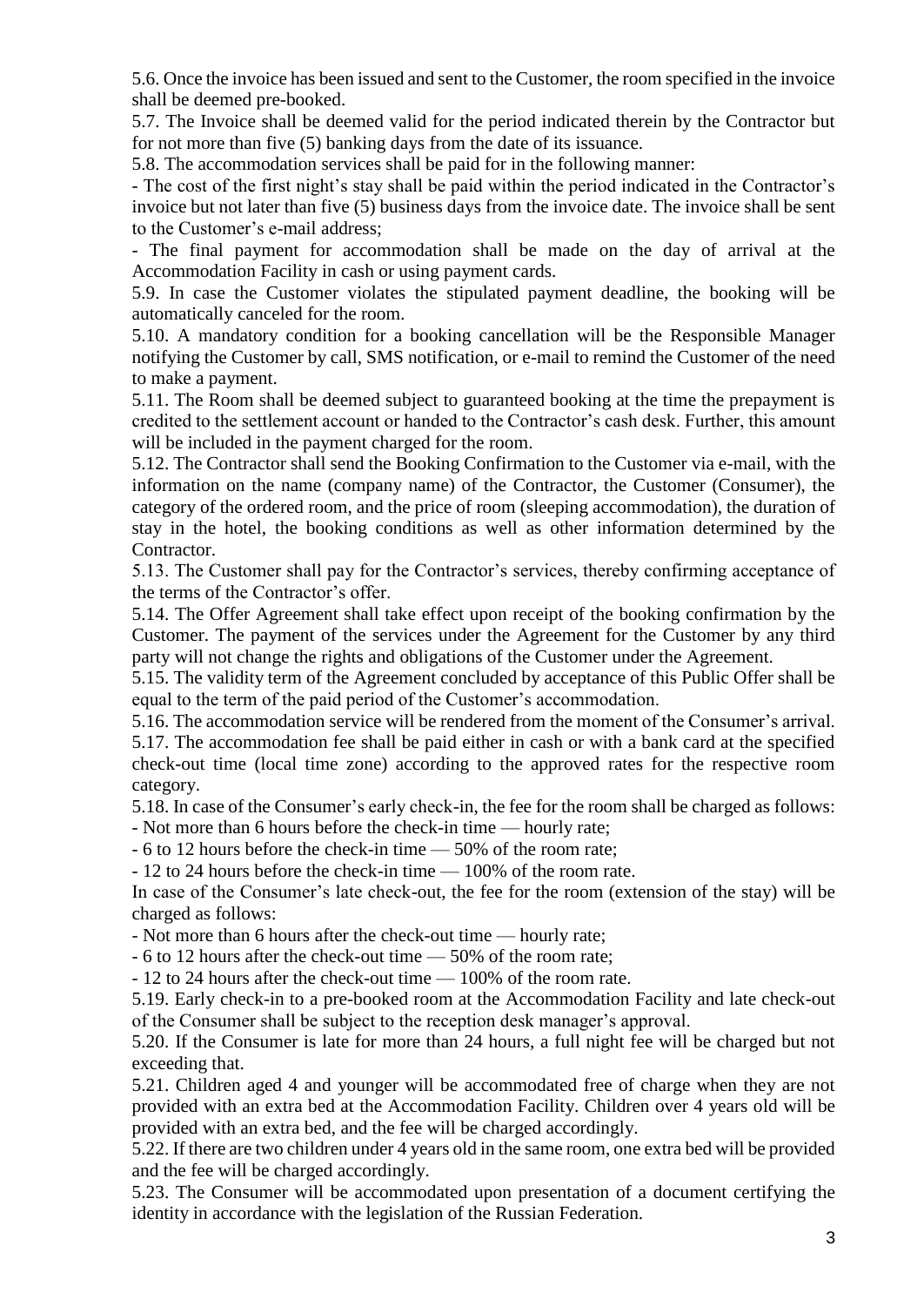5.6. Once the invoice has been issued and sent to the Customer, the room specified in the invoice shall be deemed pre-booked.

5.7. The Invoice shall be deemed valid for the period indicated therein by the Contractor but for not more than five (5) banking days from the date of its issuance.

5.8. The accommodation services shall be paid for in the following manner:

- The cost of the first night's stay shall be paid within the period indicated in the Contractor's invoice but not later than five (5) business days from the invoice date. The invoice shall be sent to the Customer's e-mail address;
- The final payment for accommodation shall be made on the day of arrival at the Accommodation Facility in cash or using payment cards.

5.9. In case the Customer violates the stipulated payment deadline, the booking will be automatically canceled for the room.

5.10. A mandatory condition for a booking cancellation will be the Responsible Manager notifying the Customer by call, SMS notification, or e-mail to remind the Customer of the need to make a payment.

5.11. The Room shall be deemed subject to guaranteed booking at the time the prepayment is credited to the settlement account or handed to the Contractor's cash desk. Further, this amount will be included in the payment charged for the room.

5.12. The Contractor shall send the Booking Confirmation to the Customer via e-mail, with the information on the name (company name) of the Contractor, the Customer (Consumer), the category of the ordered room, and the price of room (sleeping accommodation), the duration of stay in the hotel, the booking conditions as well as other information determined by the Contractor.

5.13. The Customer shall pay for the Contractor's services, thereby confirming acceptance of the terms of the Contractor's offer.

5.14. The Offer Agreement shall take effect upon receipt of the booking confirmation by the Customer. The payment of the services under the Agreement for the Customer by any third party will not change the rights and obligations of the Customer under the Agreement.

5.15. The validity term of the Agreement concluded by acceptance of this Public Offer shall be equal to the term of the paid period of the Customer's accommodation.

5.16. The accommodation service will be rendered from the moment of the Consumer's arrival.

5.17. The accommodation fee shall be paid either in cash or with a bank card at the specified check-out time (local time zone) according to the approved rates for the respective room category.

5.18. In case of the Consumer's early check-in, the fee for the room shall be charged as follows:

- Not more than 6 hours before the check-in time — hourly rate;
- 6 to 12 hours before the check-in time — 50% of the room rate;
- 12 to 24 hours before the check-in time — 100% of the room rate.

In case of the Consumer's late check-out, the fee for the room (extension of the stay) will be charged as follows:

- Not more than 6 hours after the check-out time — hourly rate;
- 6 to 12 hours after the check-out time — 50% of the room rate;
- 12 to 24 hours after the check-out time — 100% of the room rate.

5.19. Early check-in to a pre-booked room at the Accommodation Facility and late check-out of the Consumer shall be subject to the reception desk manager's approval.

5.20. If the Consumer is late for more than 24 hours, a full night fee will be charged but not exceeding that.

5.21. Children aged 4 and younger will be accommodated free of charge when they are not provided with an extra bed at the Accommodation Facility. Children over 4 years old will be provided with an extra bed, and the fee will be charged accordingly.

5.22. If there are two children under 4 years old in the same room, one extra bed will be provided and the fee will be charged accordingly.

5.23. The Consumer will be accommodated upon presentation of a document certifying the identity in accordance with the legislation of the Russian Federation.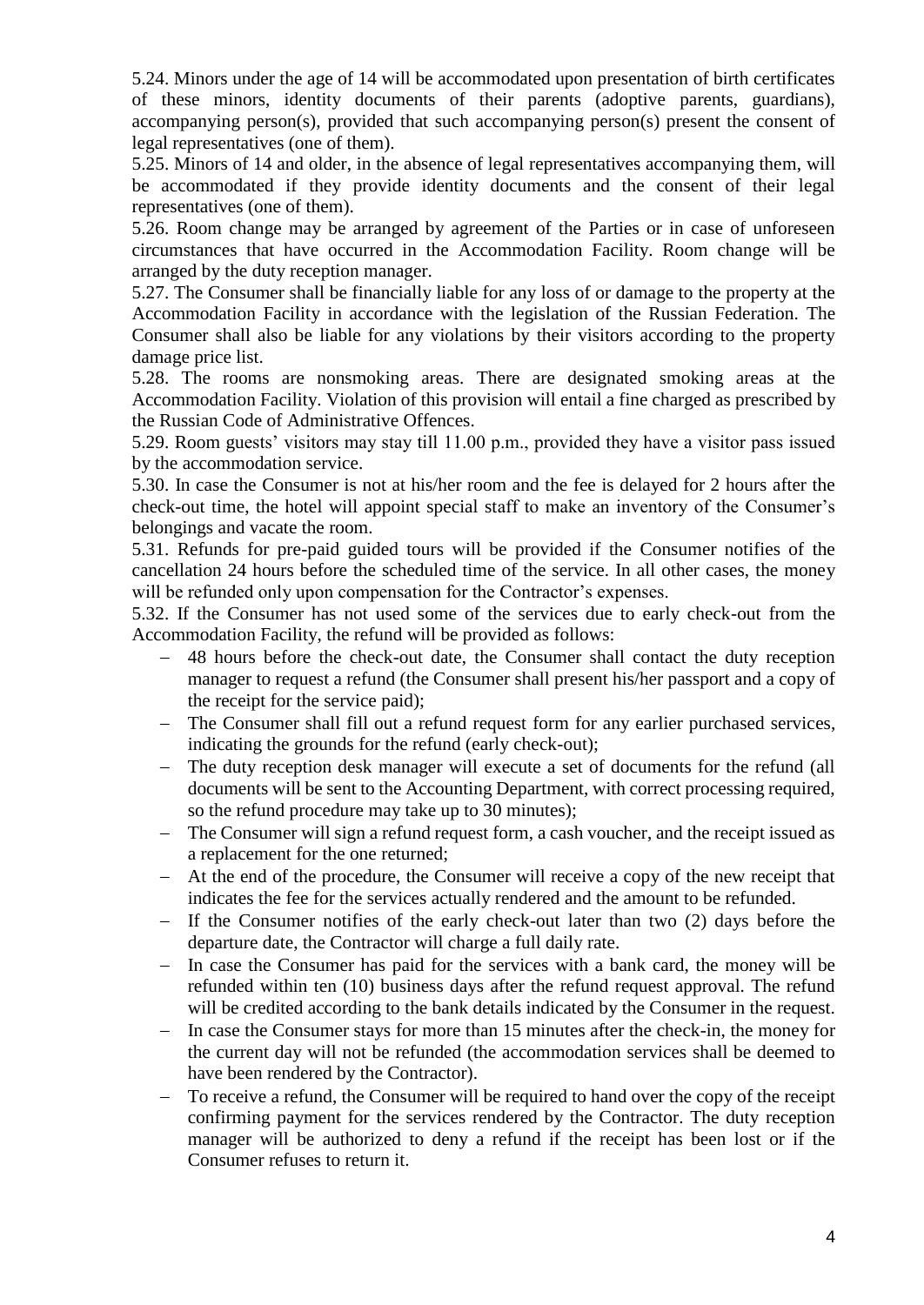5.24. Minors under the age of 14 will be accommodated upon presentation of birth certificates of these minors, identity documents of their parents (adoptive parents, guardians), accompanying person(s), provided that such accompanying person(s) present the consent of legal representatives (one of them).

5.25. Minors of 14 and older, in the absence of legal representatives accompanying them, will be accommodated if they provide identity documents and the consent of their legal representatives (one of them).

5.26. Room change may be arranged by agreement of the Parties or in case of unforeseen circumstances that have occurred in the Accommodation Facility. Room change will be arranged by the duty reception manager.

5.27. The Consumer shall be financially liable for any loss of or damage to the property at the Accommodation Facility in accordance with the legislation of the Russian Federation. The Consumer shall also be liable for any violations by their visitors according to the property damage price list.

5.28. The rooms are nonsmoking areas. There are designated smoking areas at the Accommodation Facility. Violation of this provision will entail a fine charged as prescribed by the Russian Code of Administrative Offences.

5.29. Room guests' visitors may stay till 11.00 p.m., provided they have a visitor pass issued by the accommodation service.

5.30. In case the Consumer is not at his/her room and the fee is delayed for 2 hours after the check-out time, the hotel will appoint special staff to make an inventory of the Consumer's belongings and vacate the room.

5.31. Refunds for pre-paid guided tours will be provided if the Consumer notifies of the cancellation 24 hours before the scheduled time of the service. In all other cases, the money will be refunded only upon compensation for the Contractor's expenses.

5.32. If the Consumer has not used some of the services due to early check-out from the Accommodation Facility, the refund will be provided as follows:

- 48 hours before the check-out date, the Consumer shall contact the duty reception manager to request a refund (the Consumer shall present his/her passport and a copy of the receipt for the service paid);
- The Consumer shall fill out a refund request form for any earlier purchased services, indicating the grounds for the refund (early check-out);
- The duty reception desk manager will execute a set of documents for the refund (all documents will be sent to the Accounting Department, with correct processing required, so the refund procedure may take up to 30 minutes);
- The Consumer will sign a refund request form, a cash voucher, and the receipt issued as a replacement for the one returned;
- At the end of the procedure, the Consumer will receive a copy of the new receipt that indicates the fee for the services actually rendered and the amount to be refunded.
- If the Consumer notifies of the early check-out later than two (2) days before the departure date, the Contractor will charge a full daily rate.
- In case the Consumer has paid for the services with a bank card, the money will be refunded within ten (10) business days after the refund request approval. The refund will be credited according to the bank details indicated by the Consumer in the request.
- In case the Consumer stays for more than 15 minutes after the check-in, the money for the current day will not be refunded (the accommodation services shall be deemed to have been rendered by the Contractor).
- To receive a refund, the Consumer will be required to hand over the copy of the receipt confirming payment for the services rendered by the Contractor. The duty reception manager will be authorized to deny a refund if the receipt has been lost or if the Consumer refuses to return it.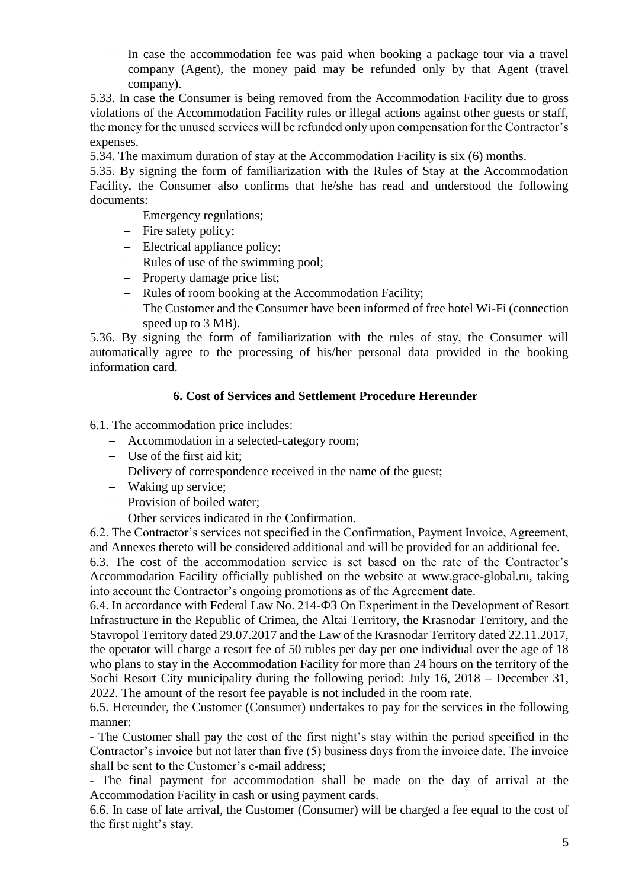- In case the accommodation fee was paid when booking a package tour via a travel company (Agent), the money paid may be refunded only by that Agent (travel company).

5.33. In case the Consumer is being removed from the Accommodation Facility due to gross violations of the Accommodation Facility rules or illegal actions against other guests or staff, the money for the unused services will be refunded only upon compensation for the Contractor's expenses.

5.34. The maximum duration of stay at the Accommodation Facility is six (6) months.

5.35. By signing the form of familiarization with the Rules of Stay at the Accommodation Facility, the Consumer also confirms that he/she has read and understood the following documents:

- Emergency regulations;
- Fire safety policy;
- Electrical appliance policy;
- Rules of use of the swimming pool;
- Property damage price list;
- Rules of room booking at the Accommodation Facility;
- The Customer and the Consumer have been informed of free hotel Wi-Fi (connection speed up to 3 MB).

5.36. By signing the form of familiarization with the rules of stay, the Consumer will automatically agree to the processing of his/her personal data provided in the booking information card.

## 6. Cost of Services and Settlement Procedure Hereunder

6.1. The accommodation price includes:

- Accommodation in a selected-category room;
- Use of the first aid kit;
- Delivery of correspondence received in the name of the guest;
- Waking up service;
- Provision of boiled water;
- Other services indicated in the Confirmation.

6.2. The Contractor's services not specified in the Confirmation, Payment Invoice, Agreement, and Annexes thereto will be considered additional and will be provided for an additional fee.

6.3. The cost of the accommodation service is set based on the rate of the Contractor's Accommodation Facility officially published on the website at www.grace-global.ru, taking into account the Contractor's ongoing promotions as of the Agreement date.

6.4. In accordance with Federal Law No. 214-ФЗ On Experiment in the Development of Resort Infrastructure in the Republic of Crimea, the Altai Territory, the Krasnodar Territory, and the Stavropol Territory dated 29.07.2017 and the Law of the Krasnodar Territory dated 22.11.2017, the operator will charge a resort fee of 50 rubles per day per one individual over the age of 18 who plans to stay in the Accommodation Facility for more than 24 hours on the territory of the Sochi Resort City municipality during the following period: July 16, 2018 – December 31, 2022. The amount of the resort fee payable is not included in the room rate.

6.5. Hereunder, the Customer (Consumer) undertakes to pay for the services in the following manner:

- The Customer shall pay the cost of the first night's stay within the period specified in the Contractor's invoice but not later than five (5) business days from the invoice date. The invoice shall be sent to the Customer's e-mail address;
- The final payment for accommodation shall be made on the day of arrival at the Accommodation Facility in cash or using payment cards.

6.6. In case of late arrival, the Customer (Consumer) will be charged a fee equal to the cost of the first night's stay.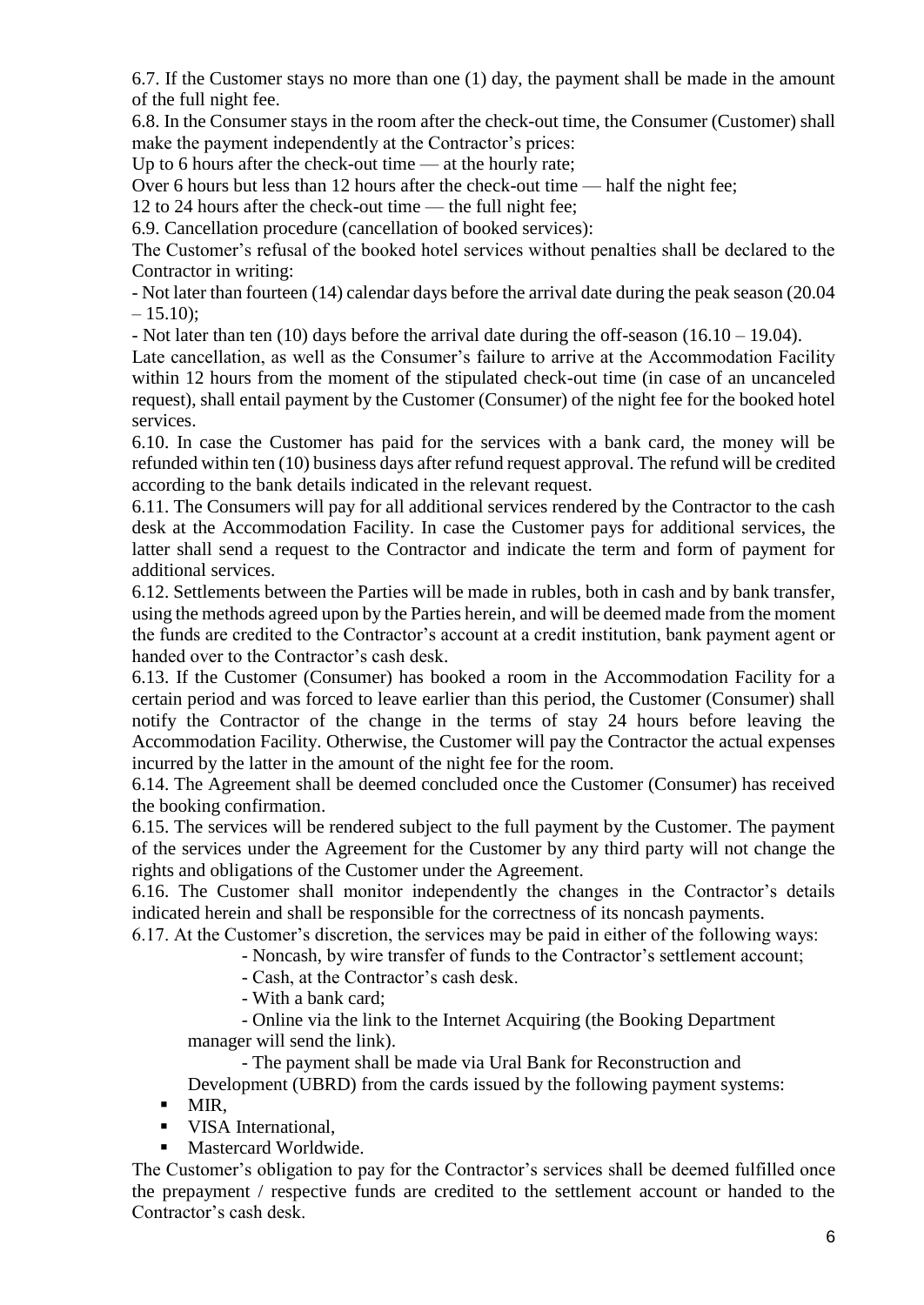6.7. If the Customer stays no more than one (1) day, the payment shall be made in the amount of the full night fee.

6.8. In the Consumer stays in the room after the check-out time, the Consumer (Customer) shall make the payment independently at the Contractor's prices:

Up to 6 hours after the check-out time — at the hourly rate;

Over 6 hours but less than 12 hours after the check-out time — half the night fee;

12 to 24 hours after the check-out time — the full night fee;

6.9. Cancellation procedure (cancellation of booked services):

The Customer's refusal of the booked hotel services without penalties shall be declared to the Contractor in writing:

- Not later than fourteen (14) calendar days before the arrival date during the peak season (20.04 – 15.10);
- Not later than ten (10) days before the arrival date during the off-season (16.10 – 19.04).

Late cancellation, as well as the Consumer's failure to arrive at the Accommodation Facility within 12 hours from the moment of the stipulated check-out time (in case of an uncanceled request), shall entail payment by the Customer (Consumer) of the night fee for the booked hotel services.

6.10. In case the Customer has paid for the services with a bank card, the money will be refunded within ten (10) business days after refund request approval. The refund will be credited according to the bank details indicated in the relevant request.

6.11. The Consumers will pay for all additional services rendered by the Contractor to the cash desk at the Accommodation Facility. In case the Customer pays for additional services, the latter shall send a request to the Contractor and indicate the term and form of payment for additional services.

6.12. Settlements between the Parties will be made in rubles, both in cash and by bank transfer, using the methods agreed upon by the Parties herein, and will be deemed made from the moment the funds are credited to the Contractor's account at a credit institution, bank payment agent or handed over to the Contractor's cash desk.

6.13. If the Customer (Consumer) has booked a room in the Accommodation Facility for a certain period and was forced to leave earlier than this period, the Customer (Consumer) shall notify the Contractor of the change in the terms of stay 24 hours before leaving the Accommodation Facility. Otherwise, the Customer will pay the Contractor the actual expenses incurred by the latter in the amount of the night fee for the room.

6.14. The Agreement shall be deemed concluded once the Customer (Consumer) has received the booking confirmation.

6.15. The services will be rendered subject to the full payment by the Customer. The payment of the services under the Agreement for the Customer by any third party will not change the rights and obligations of the Customer under the Agreement.

6.16. The Customer shall monitor independently the changes in the Contractor's details indicated herein and shall be responsible for the correctness of its noncash payments.

6.17. At the Customer's discretion, the services may be paid in either of the following ways:

- Noncash, by wire transfer of funds to the Contractor's settlement account;
- Cash, at the Contractor's cash desk.
- With a bank card;
- Online via the link to the Internet Acquiring (the Booking Department manager will send the link).
- The payment shall be made via Ural Bank for Reconstruction and Development (UBRD) from the cards issued by the following payment systems:
  - MIR,
  - VISA International,
  - Mastercard Worldwide.

The Customer's obligation to pay for the Contractor's services shall be deemed fulfilled once the prepayment / respective funds are credited to the settlement account or handed to the Contractor's cash desk.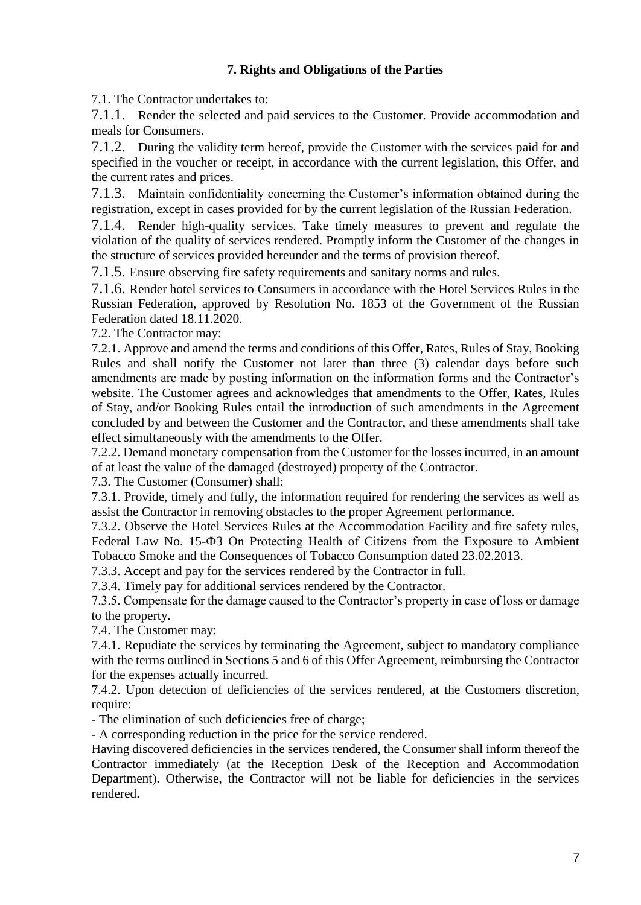## 7. Rights and Obligations of the Parties

7.1. The Contractor undertakes to:

7.1.1. Render the selected and paid services to the Customer. Provide accommodation and meals for Consumers.

7.1.2. During the validity term hereof, provide the Customer with the services paid for and specified in the voucher or receipt, in accordance with the current legislation, this Offer, and the current rates and prices.

7.1.3. Maintain confidentiality concerning the Customer's information obtained during the registration, except in cases provided for by the current legislation of the Russian Federation.

7.1.4. Render high-quality services. Take timely measures to prevent and regulate the violation of the quality of services rendered. Promptly inform the Customer of the changes in the structure of services provided hereunder and the terms of provision thereof.

7.1.5. Ensure observing fire safety requirements and sanitary norms and rules.

7.1.6. Render hotel services to Consumers in accordance with the Hotel Services Rules in the Russian Federation, approved by Resolution No. 1853 of the Government of the Russian Federation dated 18.11.2020.

7.2. The Contractor may:

7.2.1. Approve and amend the terms and conditions of this Offer, Rates, Rules of Stay, Booking Rules and shall notify the Customer not later than three (3) calendar days before such amendments are made by posting information on the information forms and the Contractor's website. The Customer agrees and acknowledges that amendments to the Offer, Rates, Rules of Stay, and/or Booking Rules entail the introduction of such amendments in the Agreement concluded by and between the Customer and the Contractor, and these amendments shall take effect simultaneously with the amendments to the Offer.

7.2.2. Demand monetary compensation from the Customer for the losses incurred, in an amount of at least the value of the damaged (destroyed) property of the Contractor.

7.3. The Customer (Consumer) shall:

7.3.1. Provide, timely and fully, the information required for rendering the services as well as assist the Contractor in removing obstacles to the proper Agreement performance.

7.3.2. Observe the Hotel Services Rules at the Accommodation Facility and fire safety rules, Federal Law No. 15-ФЗ On Protecting Health of Citizens from the Exposure to Ambient Tobacco Smoke and the Consequences of Tobacco Consumption dated 23.02.2013.

7.3.3. Accept and pay for the services rendered by the Contractor in full.

7.3.4. Timely pay for additional services rendered by the Contractor.

7.3.5. Compensate for the damage caused to the Contractor's property in case of loss or damage to the property.

7.4. The Customer may:

7.4.1. Repudiate the services by terminating the Agreement, subject to mandatory compliance with the terms outlined in Sections 5 and 6 of this Offer Agreement, reimbursing the Contractor for the expenses actually incurred.

7.4.2. Upon detection of deficiencies of the services rendered, at the Customers discretion, require:

- The elimination of such deficiencies free of charge;
- A corresponding reduction in the price for the service rendered.

Having discovered deficiencies in the services rendered, the Consumer shall inform thereof the Contractor immediately (at the Reception Desk of the Reception and Accommodation Department). Otherwise, the Contractor will not be liable for deficiencies in the services rendered.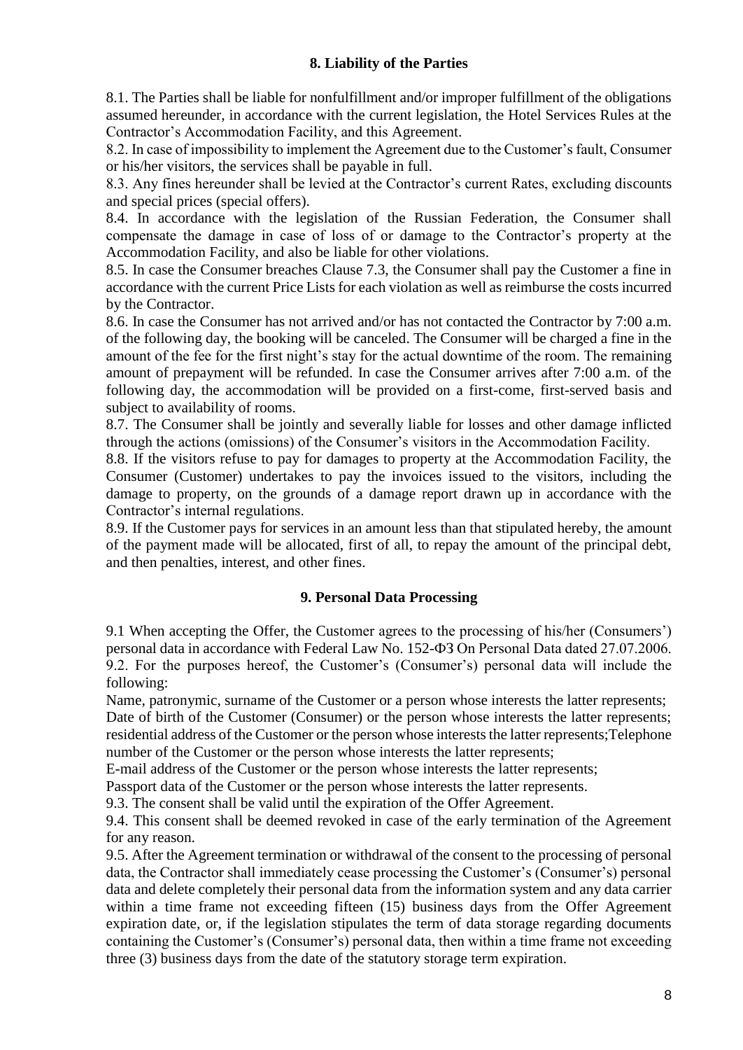## 8. Liability of the Parties

8.1. The Parties shall be liable for nonfulfillment and/or improper fulfillment of the obligations assumed hereunder, in accordance with the current legislation, the Hotel Services Rules at the Contractor's Accommodation Facility, and this Agreement.

8.2. In case of impossibility to implement the Agreement due to the Customer's fault, Consumer or his/her visitors, the services shall be payable in full.

8.3. Any fines hereunder shall be levied at the Contractor's current Rates, excluding discounts and special prices (special offers).

8.4. In accordance with the legislation of the Russian Federation, the Consumer shall compensate the damage in case of loss of or damage to the Contractor's property at the Accommodation Facility, and also be liable for other violations.

8.5. In case the Consumer breaches Clause 7.3, the Consumer shall pay the Customer a fine in accordance with the current Price Lists for each violation as well as reimburse the costs incurred by the Contractor.

8.6. In case the Consumer has not arrived and/or has not contacted the Contractor by 7:00 a.m. of the following day, the booking will be canceled. The Consumer will be charged a fine in the amount of the fee for the first night's stay for the actual downtime of the room. The remaining amount of prepayment will be refunded. In case the Consumer arrives after 7:00 a.m. of the following day, the accommodation will be provided on a first-come, first-served basis and subject to availability of rooms.

8.7. The Consumer shall be jointly and severally liable for losses and other damage inflicted through the actions (omissions) of the Consumer's visitors in the Accommodation Facility.

8.8. If the visitors refuse to pay for damages to property at the Accommodation Facility, the Consumer (Customer) undertakes to pay the invoices issued to the visitors, including the damage to property, on the grounds of a damage report drawn up in accordance with the Contractor's internal regulations.

8.9. If the Customer pays for services in an amount less than that stipulated hereby, the amount of the payment made will be allocated, first of all, to repay the amount of the principal debt, and then penalties, interest, and other fines.

## 9. Personal Data Processing

9.1 When accepting the Offer, the Customer agrees to the processing of his/her (Consumers') personal data in accordance with Federal Law No. 152-ФЗ On Personal Data dated 27.07.2006.

9.2. For the purposes hereof, the Customer's (Consumer's) personal data will include the following:

Name, patronymic, surname of the Customer or a person whose interests the latter represents;
Date of birth of the Customer (Consumer) or the person whose interests the latter represents;
residential address of the Customer or the person whose interests the latter represents;Telephone number of the Customer or the person whose interests the latter represents;
E-mail address of the Customer or the person whose interests the latter represents;
Passport data of the Customer or the person whose interests the latter represents.

9.3. The consent shall be valid until the expiration of the Offer Agreement.

9.4. This consent shall be deemed revoked in case of the early termination of the Agreement for any reason.

9.5. After the Agreement termination or withdrawal of the consent to the processing of personal data, the Contractor shall immediately cease processing the Customer's (Consumer's) personal data and delete completely their personal data from the information system and any data carrier within a time frame not exceeding fifteen (15) business days from the Offer Agreement expiration date, or, if the legislation stipulates the term of data storage regarding documents containing the Customer's (Consumer's) personal data, then within a time frame not exceeding three (3) business days from the date of the statutory storage term expiration.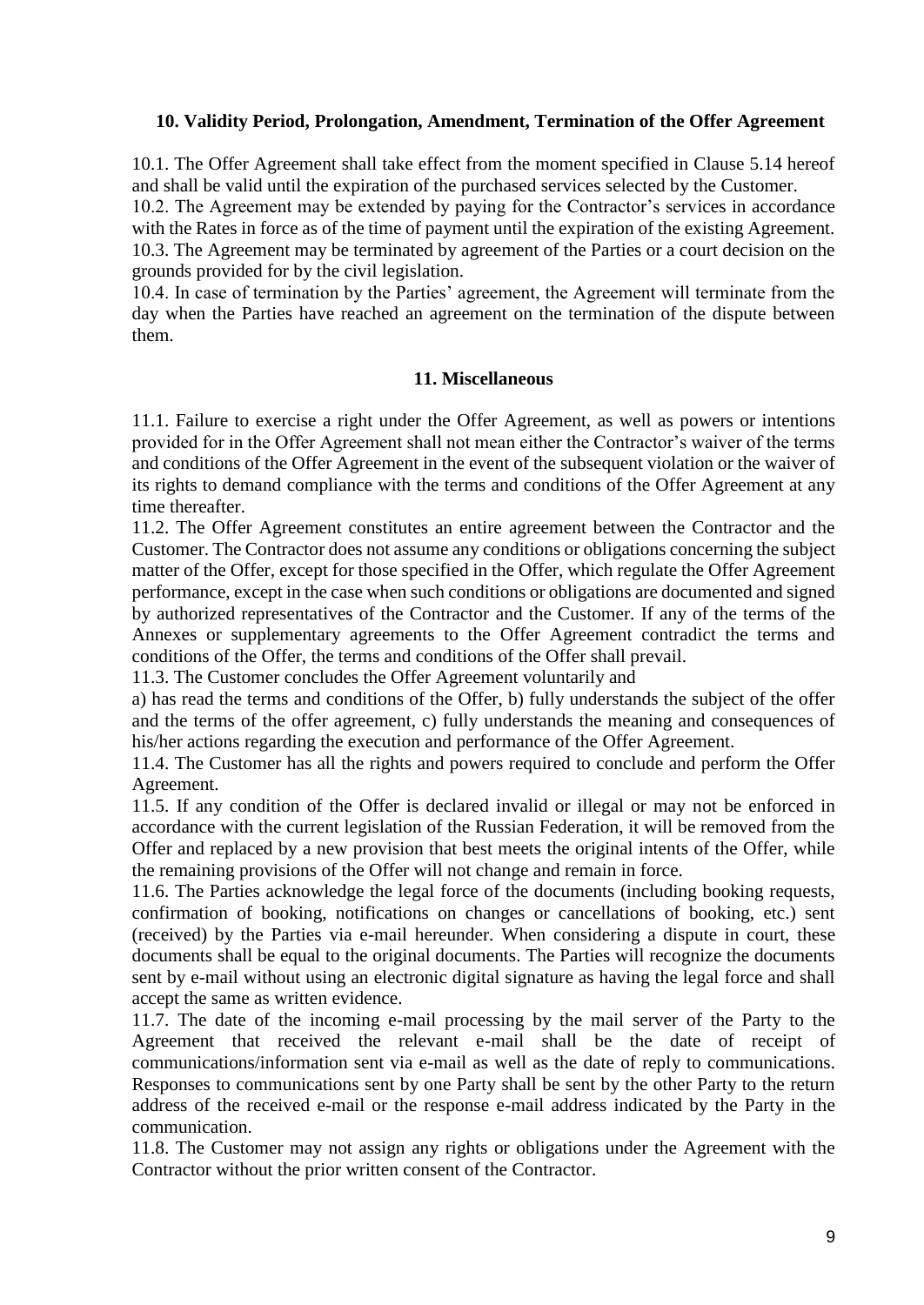## 10. Validity Period, Prolongation, Amendment, Termination of the Offer Agreement

10.1. The Offer Agreement shall take effect from the moment specified in Clause 5.14 hereof and shall be valid until the expiration of the purchased services selected by the Customer.

10.2. The Agreement may be extended by paying for the Contractor's services in accordance with the Rates in force as of the time of payment until the expiration of the existing Agreement.

10.3. The Agreement may be terminated by agreement of the Parties or a court decision on the grounds provided for by the civil legislation.

10.4. In case of termination by the Parties' agreement, the Agreement will terminate from the day when the Parties have reached an agreement on the termination of the dispute between them.

## 11. Miscellaneous

11.1. Failure to exercise a right under the Offer Agreement, as well as powers or intentions provided for in the Offer Agreement shall not mean either the Contractor's waiver of the terms and conditions of the Offer Agreement in the event of the subsequent violation or the waiver of its rights to demand compliance with the terms and conditions of the Offer Agreement at any time thereafter.

11.2. The Offer Agreement constitutes an entire agreement between the Contractor and the Customer. The Contractor does not assume any conditions or obligations concerning the subject matter of the Offer, except for those specified in the Offer, which regulate the Offer Agreement performance, except in the case when such conditions or obligations are documented and signed by authorized representatives of the Contractor and the Customer. If any of the terms of the Annexes or supplementary agreements to the Offer Agreement contradict the terms and conditions of the Offer, the terms and conditions of the Offer shall prevail.

11.3. The Customer concludes the Offer Agreement voluntarily and

a) has read the terms and conditions of the Offer, b) fully understands the subject of the offer and the terms of the offer agreement, c) fully understands the meaning and consequences of his/her actions regarding the execution and performance of the Offer Agreement.

11.4. The Customer has all the rights and powers required to conclude and perform the Offer Agreement.

11.5. If any condition of the Offer is declared invalid or illegal or may not be enforced in accordance with the current legislation of the Russian Federation, it will be removed from the Offer and replaced by a new provision that best meets the original intents of the Offer, while the remaining provisions of the Offer will not change and remain in force.

11.6. The Parties acknowledge the legal force of the documents (including booking requests, confirmation of booking, notifications on changes or cancellations of booking, etc.) sent (received) by the Parties via e-mail hereunder. When considering a dispute in court, these documents shall be equal to the original documents. The Parties will recognize the documents sent by e-mail without using an electronic digital signature as having the legal force and shall accept the same as written evidence.

11.7. The date of the incoming e-mail processing by the mail server of the Party to the Agreement that received the relevant e-mail shall be the date of receipt of communications/information sent via e-mail as well as the date of reply to communications. Responses to communications sent by one Party shall be sent by the other Party to the return address of the received e-mail or the response e-mail address indicated by the Party in the communication.

11.8. The Customer may not assign any rights or obligations under the Agreement with the Contractor without the prior written consent of the Contractor.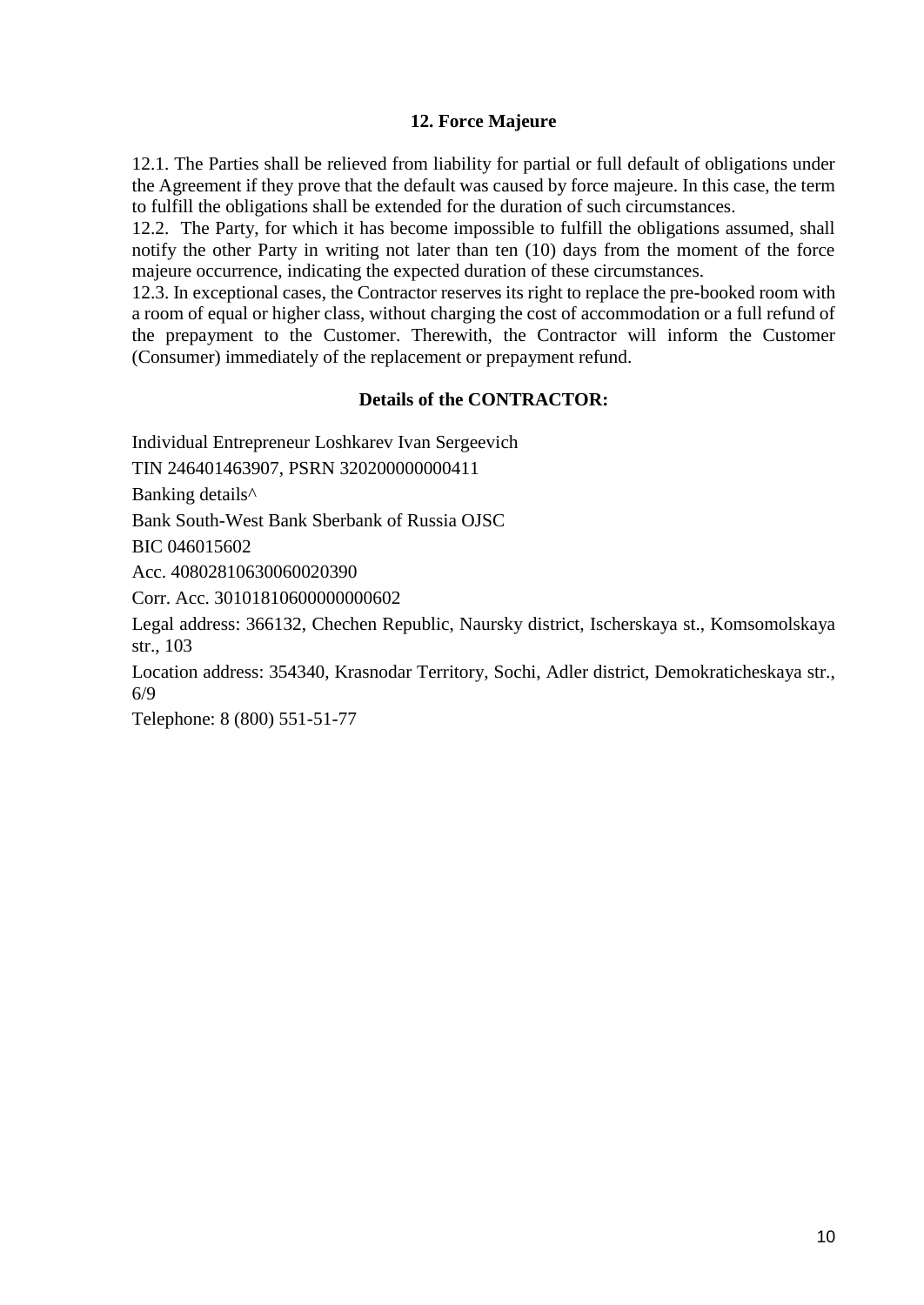## 12. Force Majeure

12.1. The Parties shall be relieved from liability for partial or full default of obligations under the Agreement if they prove that the default was caused by force majeure. In this case, the term to fulfill the obligations shall be extended for the duration of such circumstances.
12.2. The Party, for which it has become impossible to fulfill the obligations assumed, shall notify the other Party in writing not later than ten (10) days from the moment of the force majeure occurrence, indicating the expected duration of these circumstances.
12.3. In exceptional cases, the Contractor reserves its right to replace the pre-booked room with a room of equal or higher class, without charging the cost of accommodation or a full refund of the prepayment to the Customer. Therewith, the Contractor will inform the Customer (Consumer) immediately of the replacement or prepayment refund.

### Details of the CONTRACTOR:

Individual Entrepreneur Loshkarev Ivan Sergeevich

TIN 246401463907, PSRN 320200000000411

Banking details^

Bank South-West Bank Sberbank of Russia OJSC

BIC 046015602

Acc. 40802810630060020390

Corr. Acc. 30101810600000000602

Legal address: 366132, Chechen Republic, Naursky district, Ischerskaya st., Komsomolskaya str., 103

Location address: 354340, Krasnodar Territory, Sochi, Adler district, Demokraticheskaya str., 6/9

Telephone: 8 (800) 551-51-77